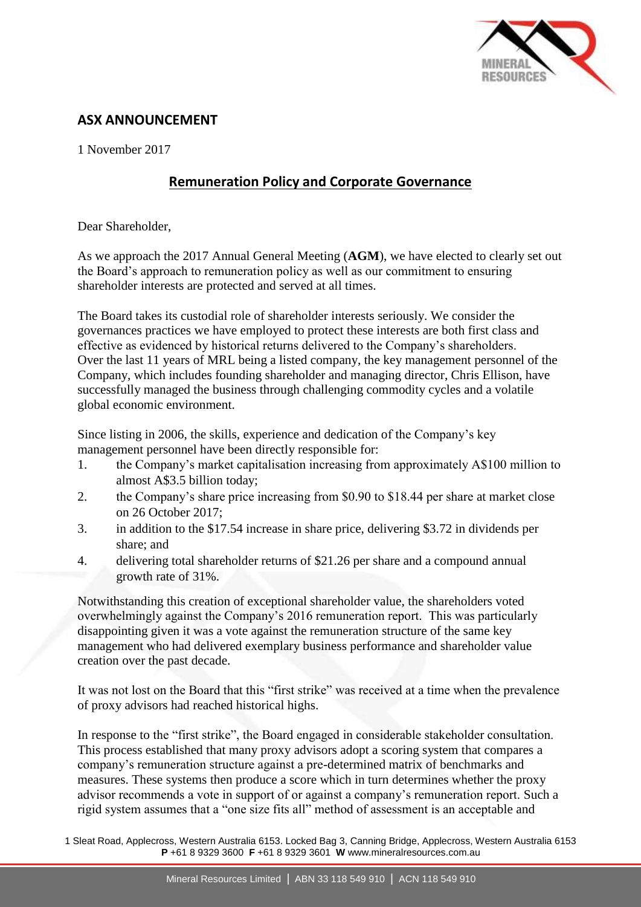## ASX ANNOUNCEMENT

1 November 2017

## Remuneration Policy and Corporate Governance

Dear Shareholder,

As we approach the 2017 Annual General Meeting (**AGM**), we have elected to clearly set out the Board's approach to remuneration policy as well as our commitment to ensuring shareholder interests are protected and served at all times.

The Board takes its custodial role of shareholder interests seriously. We consider the governances practices we have employed to protect these interests are both first class and effective as evidenced by historical returns delivered to the Company's shareholders. Over the last 11 years of MRL being a listed company, the key management personnel of the Company, which includes founding shareholder and managing director, Chris Ellison, have successfully managed the business through challenging commodity cycles and a volatile global economic environment.

Since listing in 2006, the skills, experience and dedication of the Company's key management personnel have been directly responsible for:

1. the Company's market capitalisation increasing from approximately A$100 million to almost A$3.5 billion today;
2. the Company's share price increasing from $0.90 to $18.44 per share at market close on 26 October 2017;
3. in addition to the $17.54 increase in share price, delivering $3.72 in dividends per share; and
4. delivering total shareholder returns of $21.26 per share and a compound annual growth rate of 31%.

Notwithstanding this creation of exceptional shareholder value, the shareholders voted overwhelmingly against the Company's 2016 remuneration report. This was particularly disappointing given it was a vote against the remuneration structure of the same key management who had delivered exemplary business performance and shareholder value creation over the past decade.

It was not lost on the Board that this "first strike" was received at a time when the prevalence of proxy advisors had reached historical highs.

In response to the "first strike", the Board engaged in considerable stakeholder consultation. This process established that many proxy advisors adopt a scoring system that compares a company's remuneration structure against a pre-determined matrix of benchmarks and measures. These systems then produce a score which in turn determines whether the proxy advisor recommends a vote in support of or against a company's remuneration report. Such a rigid system assumes that a "one size fits all" method of assessment is an acceptable and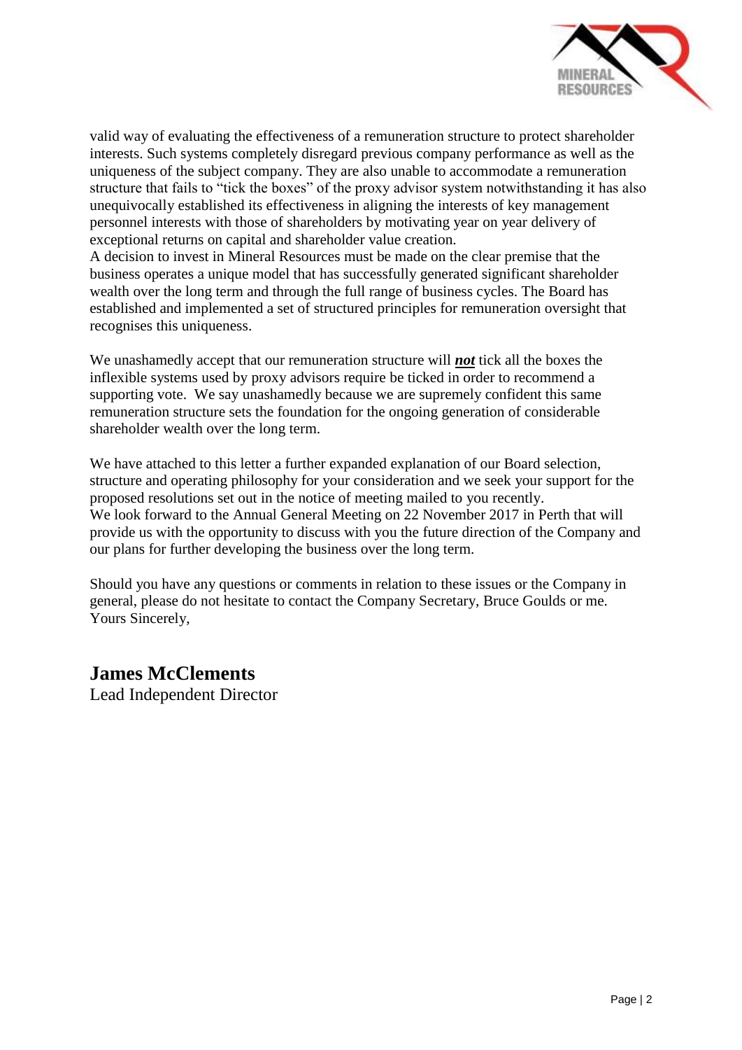valid way of evaluating the effectiveness of a remuneration structure to protect shareholder interests. Such systems completely disregard previous company performance as well as the uniqueness of the subject company. They are also unable to accommodate a remuneration structure that fails to "tick the boxes" of the proxy advisor system notwithstanding it has also unequivocally established its effectiveness in aligning the interests of key management personnel interests with those of shareholders by motivating year on year delivery of exceptional returns on capital and shareholder value creation.

A decision to invest in Mineral Resources must be made on the clear premise that the business operates a unique model that has successfully generated significant shareholder wealth over the long term and through the full range of business cycles. The Board has established and implemented a set of structured principles for remuneration oversight that recognises this uniqueness.

We unashamedly accept that our remuneration structure will ***<u>not</u>*** tick all the boxes the inflexible systems used by proxy advisors require be ticked in order to recommend a supporting vote. We say unashamedly because we are supremely confident this same remuneration structure sets the foundation for the ongoing generation of considerable shareholder wealth over the long term.

We have attached to this letter a further expanded explanation of our Board selection, structure and operating philosophy for your consideration and we seek your support for the proposed resolutions set out in the notice of meeting mailed to you recently.

We look forward to the Annual General Meeting on 22 November 2017 in Perth that will provide us with the opportunity to discuss with you the future direction of the Company and our plans for further developing the business over the long term.

Should you have any questions or comments in relation to these issues or the Company in general, please do not hesitate to contact the Company Secretary, Bruce Goulds or me.

Yours Sincerely,

**James McClements**

Lead Independent Director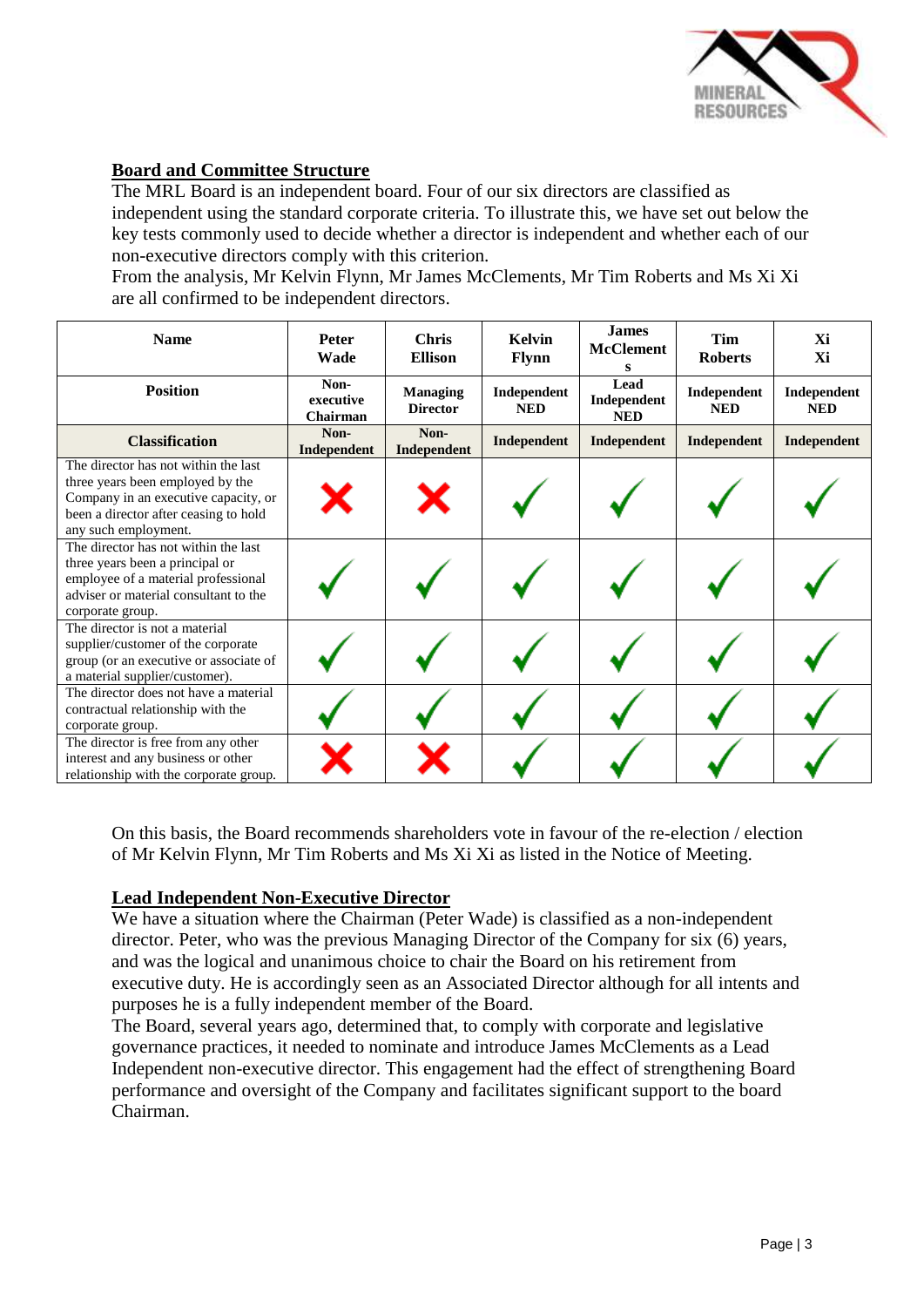## Board and Committee Structure

The MRL Board is an independent board. Four of our six directors are classified as independent using the standard corporate criteria. To illustrate this, we have set out below the key tests commonly used to decide whether a director is independent and whether each of our non-executive directors comply with this criterion.

From the analysis, Mr Kelvin Flynn, Mr James McClements, Mr Tim Roberts and Ms Xi Xi are all confirmed to be independent directors.

| Name | Peter Wade | Chris Ellison | Kelvin Flynn | James McClements | Tim Roberts | Xi Xi |
|---|---|---|---|---|---|---|
| **Position** | Non-executive Chairman | Managing Director | Independent NED | Lead Independent NED | Independent NED | Independent NED |
| **Classification** | Non-Independent | Non-Independent | Independent | Independent | Independent | Independent |
| The director has not within the last three years been employed by the Company in an executive capacity, or been a director after ceasing to hold any such employment. | ✗ | ✗ | ✓ | ✓ | ✓ | ✓ |
| The director has not within the last three years been a principal or employee of a material professional adviser or material consultant to the corporate group. | ✓ | ✓ | ✓ | ✓ | ✓ | ✓ |
| The director is not a material supplier/customer of the corporate group (or an executive or associate of a material supplier/customer). | ✓ | ✓ | ✓ | ✓ | ✓ | ✓ |
| The director does not have a material contractual relationship with the corporate group. | ✓ | ✓ | ✓ | ✓ | ✓ | ✓ |
| The director is free from any other interest and any business or other relationship with the corporate group. | ✗ | ✗ | ✓ | ✓ | ✓ | ✓ |

On this basis, the Board recommends shareholders vote in favour of the re-election / election of Mr Kelvin Flynn, Mr Tim Roberts and Ms Xi Xi as listed in the Notice of Meeting.

## Lead Independent Non-Executive Director

We have a situation where the Chairman (Peter Wade) is classified as a non-independent director. Peter, who was the previous Managing Director of the Company for six (6) years, and was the logical and unanimous choice to chair the Board on his retirement from executive duty. He is accordingly seen as an Associated Director although for all intents and purposes he is a fully independent member of the Board.

The Board, several years ago, determined that, to comply with corporate and legislative governance practices, it needed to nominate and introduce James McClements as a Lead Independent non-executive director. This engagement had the effect of strengthening Board performance and oversight of the Company and facilitates significant support to the board Chairman.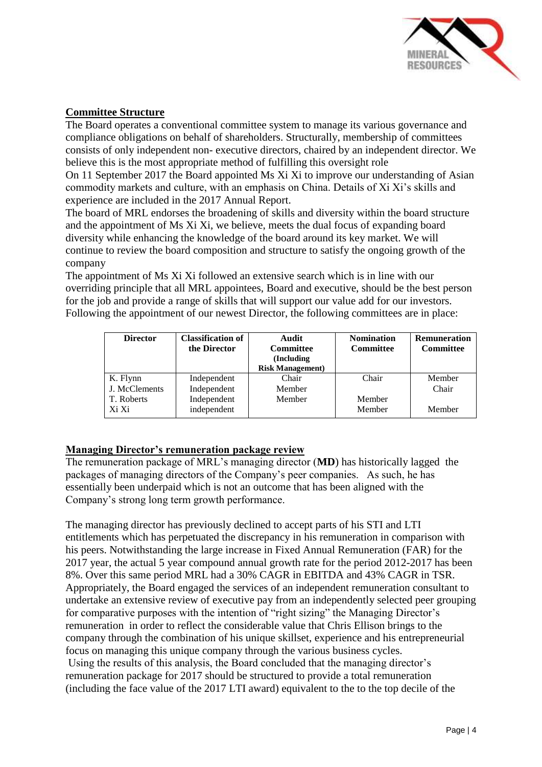## Committee Structure

The Board operates a conventional committee system to manage its various governance and compliance obligations on behalf of shareholders. Structurally, membership of committees consists of only independent non- executive directors, chaired by an independent director. We believe this is the most appropriate method of fulfilling this oversight role

On 11 September 2017 the Board appointed Ms Xi Xi to improve our understanding of Asian commodity markets and culture, with an emphasis on China. Details of Xi Xi's skills and experience are included in the 2017 Annual Report.

The board of MRL endorses the broadening of skills and diversity within the board structure and the appointment of Ms Xi Xi, we believe, meets the dual focus of expanding board diversity while enhancing the knowledge of the board around its key market. We will continue to review the board composition and structure to satisfy the ongoing growth of the company

The appointment of Ms Xi Xi followed an extensive search which is in line with our overriding principle that all MRL appointees, Board and executive, should be the best person for the job and provide a range of skills that will support our value add for our investors. Following the appointment of our newest Director, the following committees are in place:

| Director | Classification of the Director | Audit Committee (Including Risk Management) | Nomination Committee | Remuneration Committee |
|---|---|---|---|---|
| K. Flynn | Independent | Chair | Chair | Member |
| J. McClements | Independent | Member | | Chair |
| T. Roberts | Independent | Member | Member | |
| Xi Xi | independent | | Member | Member |

## Managing Director's remuneration package review

The remuneration package of MRL's managing director (**MD**) has historically lagged the packages of managing directors of the Company's peer companies. As such, he has essentially been underpaid which is not an outcome that has been aligned with the Company's strong long term growth performance.

The managing director has previously declined to accept parts of his STI and LTI entitlements which has perpetuated the discrepancy in his remuneration in comparison with his peers. Notwithstanding the large increase in Fixed Annual Remuneration (FAR) for the 2017 year, the actual 5 year compound annual growth rate for the period 2012-2017 has been 8%. Over this same period MRL had a 30% CAGR in EBITDA and 43% CAGR in TSR. Appropriately, the Board engaged the services of an independent remuneration consultant to undertake an extensive review of executive pay from an independently selected peer grouping for comparative purposes with the intention of "right sizing" the Managing Director's remuneration in order to reflect the considerable value that Chris Ellison brings to the company through the combination of his unique skillset, experience and his entrepreneurial focus on managing this unique company through the various business cycles.

Using the results of this analysis, the Board concluded that the managing director's remuneration package for 2017 should be structured to provide a total remuneration (including the face value of the 2017 LTI award) equivalent to the to the top decile of the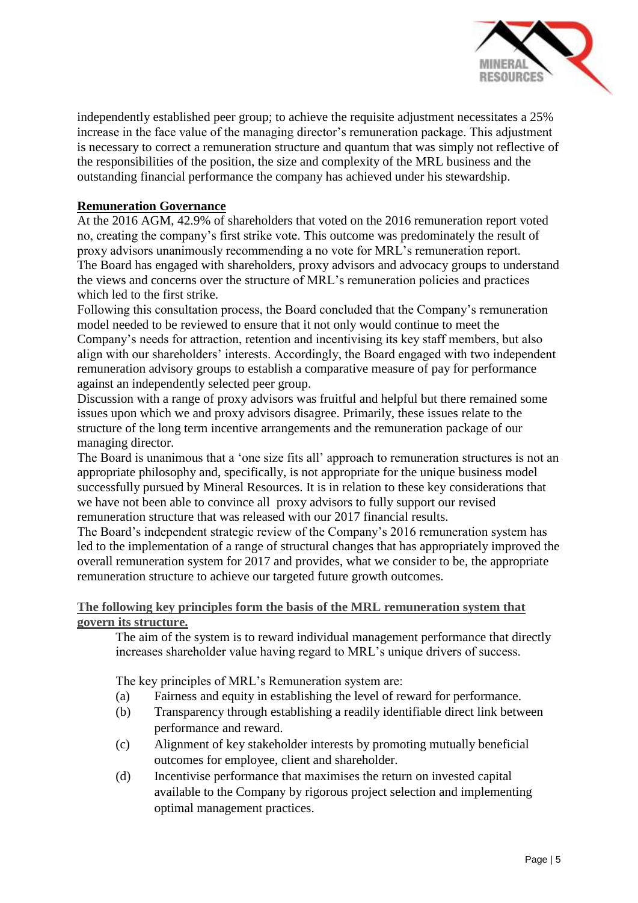independently established peer group; to achieve the requisite adjustment necessitates a 25% increase in the face value of the managing director's remuneration package. This adjustment is necessary to correct a remuneration structure and quantum that was simply not reflective of the responsibilities of the position, the size and complexity of the MRL business and the outstanding financial performance the company has achieved under his stewardship.

**Remuneration Governance**

At the 2016 AGM, 42.9% of shareholders that voted on the 2016 remuneration report voted no, creating the company's first strike vote. This outcome was predominately the result of proxy advisors unanimously recommending a no vote for MRL's remuneration report.

The Board has engaged with shareholders, proxy advisors and advocacy groups to understand the views and concerns over the structure of MRL's remuneration policies and practices which led to the first strike.

Following this consultation process, the Board concluded that the Company's remuneration model needed to be reviewed to ensure that it not only would continue to meet the Company's needs for attraction, retention and incentivising its key staff members, but also align with our shareholders' interests. Accordingly, the Board engaged with two independent remuneration advisory groups to establish a comparative measure of pay for performance against an independently selected peer group.

Discussion with a range of proxy advisors was fruitful and helpful but there remained some issues upon which we and proxy advisors disagree. Primarily, these issues relate to the structure of the long term incentive arrangements and the remuneration package of our managing director.

The Board is unanimous that a 'one size fits all' approach to remuneration structures is not an appropriate philosophy and, specifically, is not appropriate for the unique business model successfully pursued by Mineral Resources. It is in relation to these key considerations that we have not been able to convince all proxy advisors to fully support our revised remuneration structure that was released with our 2017 financial results.

The Board's independent strategic review of the Company's 2016 remuneration system has led to the implementation of a range of structural changes that has appropriately improved the overall remuneration system for 2017 and provides, what we consider to be, the appropriate remuneration structure to achieve our targeted future growth outcomes.

**The following key principles form the basis of the MRL remuneration system that govern its structure.**

The aim of the system is to reward individual management performance that directly increases shareholder value having regard to MRL's unique drivers of success.

The key principles of MRL's Remuneration system are:

(a) Fairness and equity in establishing the level of reward for performance.

(b) Transparency through establishing a readily identifiable direct link between performance and reward.

(c) Alignment of key stakeholder interests by promoting mutually beneficial outcomes for employee, client and shareholder.

(d) Incentivise performance that maximises the return on invested capital available to the Company by rigorous project selection and implementing optimal management practices.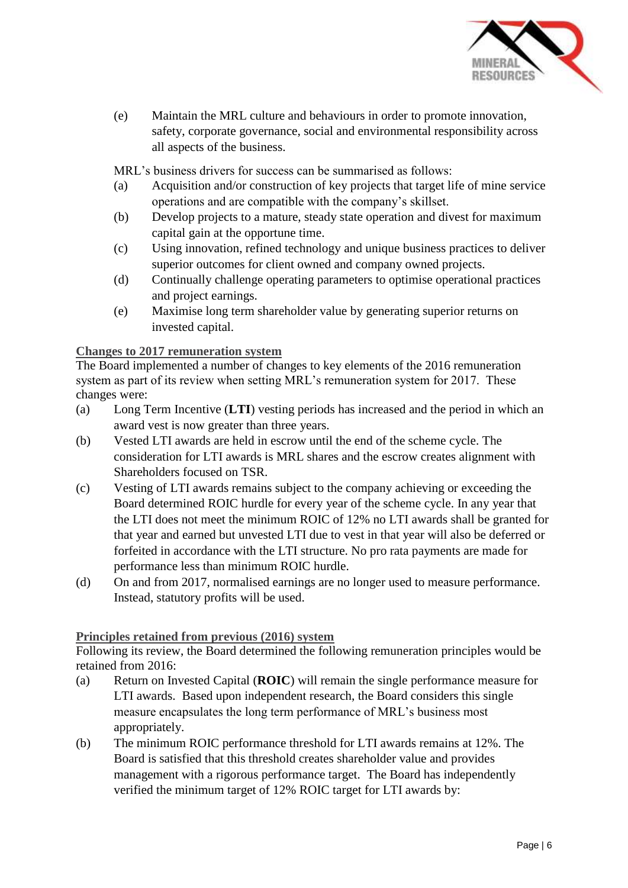(e) Maintain the MRL culture and behaviours in order to promote innovation, safety, corporate governance, social and environmental responsibility across all aspects of the business.

MRL's business drivers for success can be summarised as follows:

(a) Acquisition and/or construction of key projects that target life of mine service operations and are compatible with the company's skillset.

(b) Develop projects to a mature, steady state operation and divest for maximum capital gain at the opportune time.

(c) Using innovation, refined technology and unique business practices to deliver superior outcomes for client owned and company owned projects.

(d) Continually challenge operating parameters to optimise operational practices and project earnings.

(e) Maximise long term shareholder value by generating superior returns on invested capital.

**Changes to 2017 remuneration system**

The Board implemented a number of changes to key elements of the 2016 remuneration system as part of its review when setting MRL's remuneration system for 2017. These changes were:

(a) Long Term Incentive (**LTI**) vesting periods has increased and the period in which an award vest is now greater than three years.

(b) Vested LTI awards are held in escrow until the end of the scheme cycle. The consideration for LTI awards is MRL shares and the escrow creates alignment with Shareholders focused on TSR.

(c) Vesting of LTI awards remains subject to the company achieving or exceeding the Board determined ROIC hurdle for every year of the scheme cycle. In any year that the LTI does not meet the minimum ROIC of 12% no LTI awards shall be granted for that year and earned but unvested LTI due to vest in that year will also be deferred or forfeited in accordance with the LTI structure. No pro rata payments are made for performance less than minimum ROIC hurdle.

(d) On and from 2017, normalised earnings are no longer used to measure performance. Instead, statutory profits will be used.

**Principles retained from previous (2016) system**

Following its review, the Board determined the following remuneration principles would be retained from 2016:

(a) Return on Invested Capital (**ROIC**) will remain the single performance measure for LTI awards. Based upon independent research, the Board considers this single measure encapsulates the long term performance of MRL's business most appropriately.

(b) The minimum ROIC performance threshold for LTI awards remains at 12%. The Board is satisfied that this threshold creates shareholder value and provides management with a rigorous performance target. The Board has independently verified the minimum target of 12% ROIC target for LTI awards by: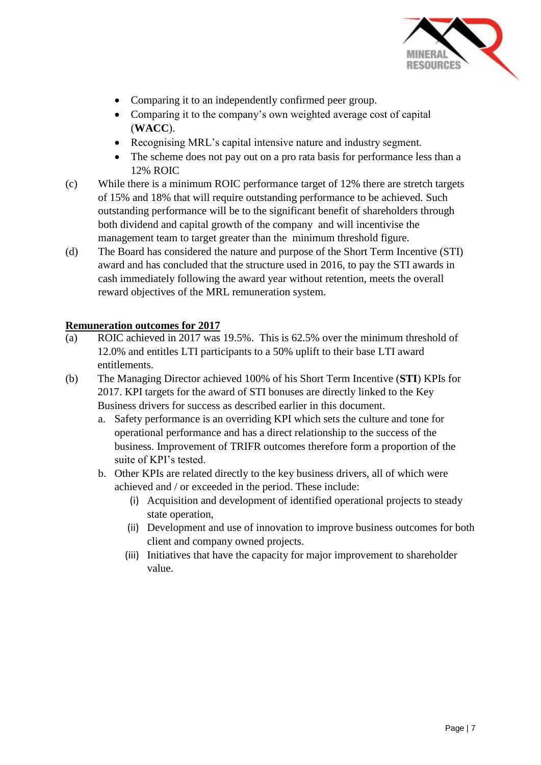- Comparing it to an independently confirmed peer group.
- Comparing it to the company's own weighted average cost of capital (**WACC**).
- Recognising MRL's capital intensive nature and industry segment.
- The scheme does not pay out on a pro rata basis for performance less than a 12% ROIC

(c) While there is a minimum ROIC performance target of 12% there are stretch targets of 15% and 18% that will require outstanding performance to be achieved. Such outstanding performance will be to the significant benefit of shareholders through both dividend and capital growth of the company and will incentivise the management team to target greater than the minimum threshold figure.

(d) The Board has considered the nature and purpose of the Short Term Incentive (STI) award and has concluded that the structure used in 2016, to pay the STI awards in cash immediately following the award year without retention, meets the overall reward objectives of the MRL remuneration system.

**<u>Remuneration outcomes for 2017</u>**

(a) ROIC achieved in 2017 was 19.5%. This is 62.5% over the minimum threshold of 12.0% and entitles LTI participants to a 50% uplift to their base LTI award entitlements.

(b) The Managing Director achieved 100% of his Short Term Incentive (**STI**) KPIs for 2017. KPI targets for the award of STI bonuses are directly linked to the Key Business drivers for success as described earlier in this document.

   a. Safety performance is an overriding KPI which sets the culture and tone for operational performance and has a direct relationship to the success of the business. Improvement of TRIFR outcomes therefore form a proportion of the suite of KPI's tested.

   b. Other KPIs are related directly to the key business drivers, all of which were achieved and / or exceeded in the period. These include:

      (i) Acquisition and development of identified operational projects to steady state operation,

      (ii) Development and use of innovation to improve business outcomes for both client and company owned projects.

      (iii) Initiatives that have the capacity for major improvement to shareholder value.